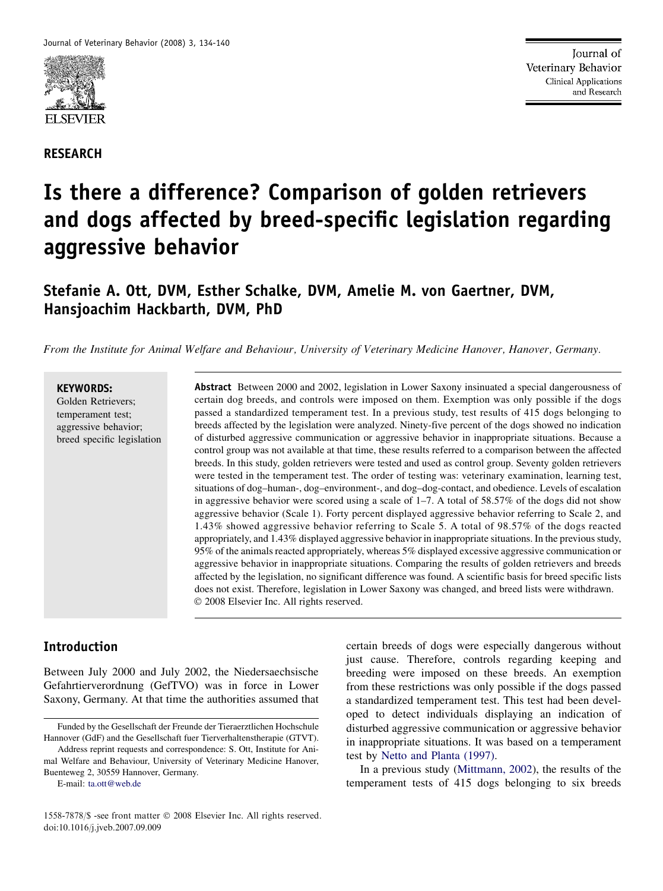RESEARCH

# Is there a difference? Comparison of golden retrievers and dogs affected by breed-specific legislation regarding aggressive behavior

## Stefanie A. Ott, DVM, Esther Schalke, DVM, Amelie M. von Gaertner, DVM, Hansjoachim Hackbarth, DVM, PhD

*From the Institute for Animal Welfare and Behaviour, University of Veterinary Medicine Hanover, Hanover, Germany.*

**KEYWORDS:**
Golden Retrievers;
temperament test;
aggressive behavior;
breed specific legislation

**Abstract** Between 2000 and 2002, legislation in Lower Saxony insinuated a special dangerousness of certain dog breeds, and controls were imposed on them. Exemption was only possible if the dogs passed a standardized temperament test. In a previous study, test results of 415 dogs belonging to breeds affected by the legislation were analyzed. Ninety-five percent of the dogs showed no indication of disturbed aggressive communication or aggressive behavior in inappropriate situations. Because a control group was not available at that time, these results referred to a comparison between the affected breeds. In this study, golden retrievers were tested and used as control group. Seventy golden retrievers were tested in the temperament test. The order of testing was: veterinary examination, learning test, situations of dog–human-, dog–environment-, and dog–dog-contact, and obedience. Levels of escalation in aggressive behavior were scored using a scale of 1–7. A total of 58.57% of the dogs did not show aggressive behavior (Scale 1). Forty percent displayed aggressive behavior referring to Scale 2, and 1.43% showed aggressive behavior referring to Scale 5. A total of 98.57% of the dogs reacted appropriately, and 1.43% displayed aggressive behavior in inappropriate situations. In the previous study, 95% of the animals reacted appropriately, whereas 5% displayed excessive aggressive communication or aggressive behavior in inappropriate situations. Comparing the results of golden retrievers and breeds affected by the legislation, no significant difference was found. A scientific basis for breed specific lists does not exist. Therefore, legislation in Lower Saxony was changed, and breed lists were withdrawn.
© 2008 Elsevier Inc. All rights reserved.

## Introduction

Between July 2000 and July 2002, the Niedersaechsische Gefahrtierverordnung (GefTVO) was in force in Lower Saxony, Germany. At that time the authorities assumed that certain breeds of dogs were especially dangerous without just cause. Therefore, controls regarding keeping and breeding were imposed on these breeds. An exemption from these restrictions was only possible if the dogs passed a standardized temperament test. This test had been developed to detect individuals displaying an indication of disturbed aggressive communication or aggressive behavior in inappropriate situations. It was based on a temperament test by Netto and Planta (1997).

In a previous study (Mittmann, 2002), the results of the temperament tests of 415 dogs belonging to six breeds

---

Funded by the Gesellschaft der Freunde der Tieraerztlichen Hochschule Hannover (GdF) and the Gesellschaft fuer Tierverhaltenstherapie (GTVT).

Address reprint requests and correspondence: S. Ott, Institute for Animal Welfare and Behaviour, University of Veterinary Medicine Hanover, Buenteweg 2, 30559 Hannover, Germany.

E-mail: ta.ott@web.de

1558-7878/$ -see front matter © 2008 Elsevier Inc. All rights reserved.
doi:10.1016/j.jveb.2007.09.009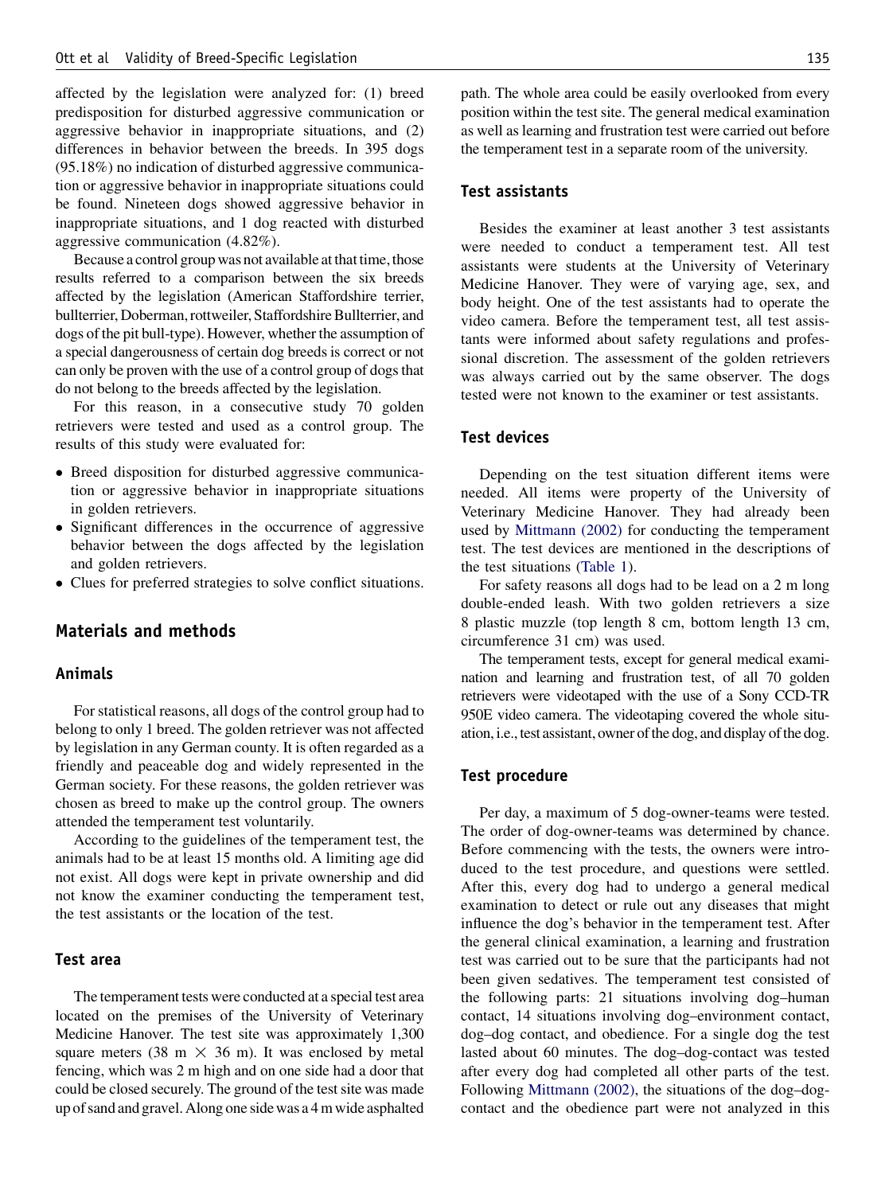affected by the legislation were analyzed for: (1) breed predisposition for disturbed aggressive communication or aggressive behavior in inappropriate situations, and (2) differences in behavior between the breeds. In 395 dogs (95.18%) no indication of disturbed aggressive communication or aggressive behavior in inappropriate situations could be found. Nineteen dogs showed aggressive behavior in inappropriate situations, and 1 dog reacted with disturbed aggressive communication (4.82%).

Because a control group was not available at that time, those results referred to a comparison between the six breeds affected by the legislation (American Staffordshire terrier, bullterrier, Doberman, rottweiler, Staffordshire Bullterrier, and dogs of the pit bull-type). However, whether the assumption of a special dangerousness of certain dog breeds is correct or not can only be proven with the use of a control group of dogs that do not belong to the breeds affected by the legislation.

For this reason, in a consecutive study 70 golden retrievers were tested and used as a control group. The results of this study were evaluated for:

- Breed disposition for disturbed aggressive communication or aggressive behavior in inappropriate situations in golden retrievers.
- Significant differences in the occurrence of aggressive behavior between the dogs affected by the legislation and golden retrievers.
- Clues for preferred strategies to solve conflict situations.

## Materials and methods

### Animals

For statistical reasons, all dogs of the control group had to belong to only 1 breed. The golden retriever was not affected by legislation in any German county. It is often regarded as a friendly and peaceable dog and widely represented in the German society. For these reasons, the golden retriever was chosen as breed to make up the control group. The owners attended the temperament test voluntarily.

According to the guidelines of the temperament test, the animals had to be at least 15 months old. A limiting age did not exist. All dogs were kept in private ownership and did not know the examiner conducting the temperament test, the test assistants or the location of the test.

### Test area

The temperament tests were conducted at a special test area located on the premises of the University of Veterinary Medicine Hanover. The test site was approximately 1,300 square meters (38 m $\times$ 36 m). It was enclosed by metal fencing, which was 2 m high and on one side had a door that could be closed securely. The ground of the test site was made up of sand and gravel. Along one side was a 4 m wide asphalted path. The whole area could be easily overlooked from every position within the test site. The general medical examination as well as learning and frustration test were carried out before the temperament test in a separate room of the university.

### Test assistants

Besides the examiner at least another 3 test assistants were needed to conduct a temperament test. All test assistants were students at the University of Veterinary Medicine Hanover. They were of varying age, sex, and body height. One of the test assistants had to operate the video camera. Before the temperament test, all test assistants were informed about safety regulations and professional discretion. The assessment of the golden retrievers was always carried out by the same observer. The dogs tested were not known to the examiner or test assistants.

### Test devices

Depending on the test situation different items were needed. All items were property of the University of Veterinary Medicine Hanover. They had already been used by Mittmann (2002) for conducting the temperament test. The test devices are mentioned in the descriptions of the test situations (Table 1).

For safety reasons all dogs had to be lead on a 2 m long double-ended leash. With two golden retrievers a size 8 plastic muzzle (top length 8 cm, bottom length 13 cm, circumference 31 cm) was used.

The temperament tests, except for general medical examination and learning and frustration test, of all 70 golden retrievers were videotaped with the use of a Sony CCD-TR 950E video camera. The videotaping covered the whole situation, i.e., test assistant, owner of the dog, and display of the dog.

### Test procedure

Per day, a maximum of 5 dog-owner-teams were tested. The order of dog-owner-teams was determined by chance. Before commencing with the tests, the owners were introduced to the test procedure, and questions were settled. After this, every dog had to undergo a general medical examination to detect or rule out any diseases that might influence the dog's behavior in the temperament test. After the general clinical examination, a learning and frustration test was carried out to be sure that the participants had not been given sedatives. The temperament test consisted of the following parts: 21 situations involving dog–human contact, 14 situations involving dog–environment contact, dog–dog contact, and obedience. For a single dog the test lasted about 60 minutes. The dog–dog-contact was tested after every dog had completed all other parts of the test. Following Mittmann (2002), the situations of the dog–dog-contact and the obedience part were not analyzed in this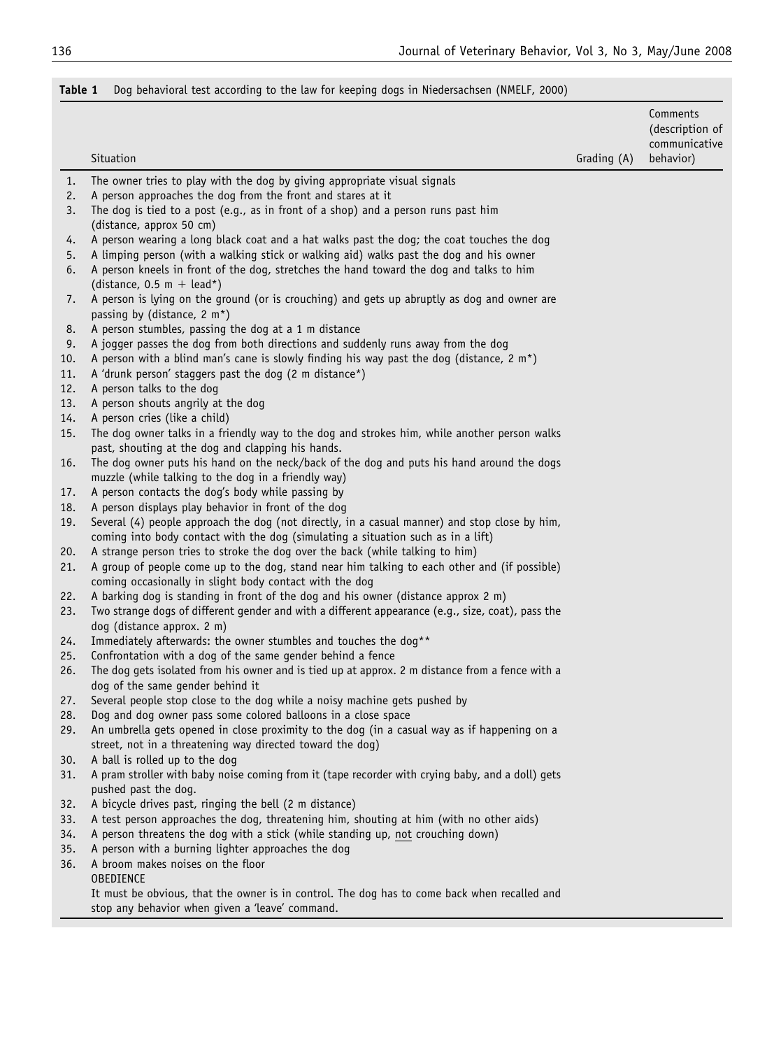**Table 1** Dog behavioral test according to the law for keeping dogs in Niedersachsen (NMELF, 2000)

| | Situation | Grading (A) | Comments (description of communicative behavior) |
|---|---|---|---|
| 1. | The owner tries to play with the dog by giving appropriate visual signals | | |
| 2. | A person approaches the dog from the front and stares at it | | |
| 3. | The dog is tied to a post (e.g., as in front of a shop) and a person runs past him (distance, approx 50 cm) | | |
| 4. | A person wearing a long black coat and a hat walks past the dog; the coat touches the dog | | |
| 5. | A limping person (with a walking stick or walking aid) walks past the dog and his owner | | |
| 6. | A person kneels in front of the dog, stretches the hand toward the dog and talks to him (distance, 0.5 m + lead*) | | |
| 7. | A person is lying on the ground (or is crouching) and gets up abruptly as dog and owner are passing by (distance, 2 m*) | | |
| 8. | A person stumbles, passing the dog at a 1 m distance | | |
| 9. | A jogger passes the dog from both directions and suddenly runs away from the dog | | |
| 10. | A person with a blind man's cane is slowly finding his way past the dog (distance, 2 m*) | | |
| 11. | A 'drunk person' staggers past the dog (2 m distance*) | | |
| 12. | A person talks to the dog | | |
| 13. | A person shouts angrily at the dog | | |
| 14. | A person cries (like a child) | | |
| 15. | The dog owner talks in a friendly way to the dog and strokes him, while another person walks past, shouting at the dog and clapping his hands. | | |
| 16. | The dog owner puts his hand on the neck/back of the dog and puts his hand around the dogs muzzle (while talking to the dog in a friendly way) | | |
| 17. | A person contacts the dog's body while passing by | | |
| 18. | A person displays play behavior in front of the dog | | |
| 19. | Several (4) people approach the dog (not directly, in a casual manner) and stop close by him, coming into body contact with the dog (simulating a situation such as in a lift) | | |
| 20. | A strange person tries to stroke the dog over the back (while talking to him) | | |
| 21. | A group of people come up to the dog, stand near him talking to each other and (if possible) coming occasionally in slight body contact with the dog | | |
| 22. | A barking dog is standing in front of the dog and his owner (distance approx 2 m) | | |
| 23. | Two strange dogs of different gender and with a different appearance (e.g., size, coat), pass the dog (distance approx. 2 m) | | |
| 24. | Immediately afterwards: the owner stumbles and touches the dog** | | |
| 25. | Confrontation with a dog of the same gender behind a fence | | |
| 26. | The dog gets isolated from his owner and is tied up at approx. 2 m distance from a fence with a dog of the same gender behind it | | |
| 27. | Several people stop close to the dog while a noisy machine gets pushed by | | |
| 28. | Dog and dog owner pass some colored balloons in a close space | | |
| 29. | An umbrella gets opened in close proximity to the dog (in a casual way as if happening on a street, not in a threatening way directed toward the dog) | | |
| 30. | A ball is rolled up to the dog | | |
| 31. | A pram stroller with baby noise coming from it (tape recorder with crying baby, and a doll) gets pushed past the dog. | | |
| 32. | A bicycle drives past, ringing the bell (2 m distance) | | |
| 33. | A test person approaches the dog, threatening him, shouting at him (with no other aids) | | |
| 34. | A person threatens the dog with a stick (while standing up, not crouching down) | | |
| 35. | A person with a burning lighter approaches the dog | | |
| 36. | A broom makes noises on the floor | | |
| | OBEDIENCE | | |
| | It must be obvious, that the owner is in control. The dog has to come back when recalled and stop any behavior when given a 'leave' command. | | |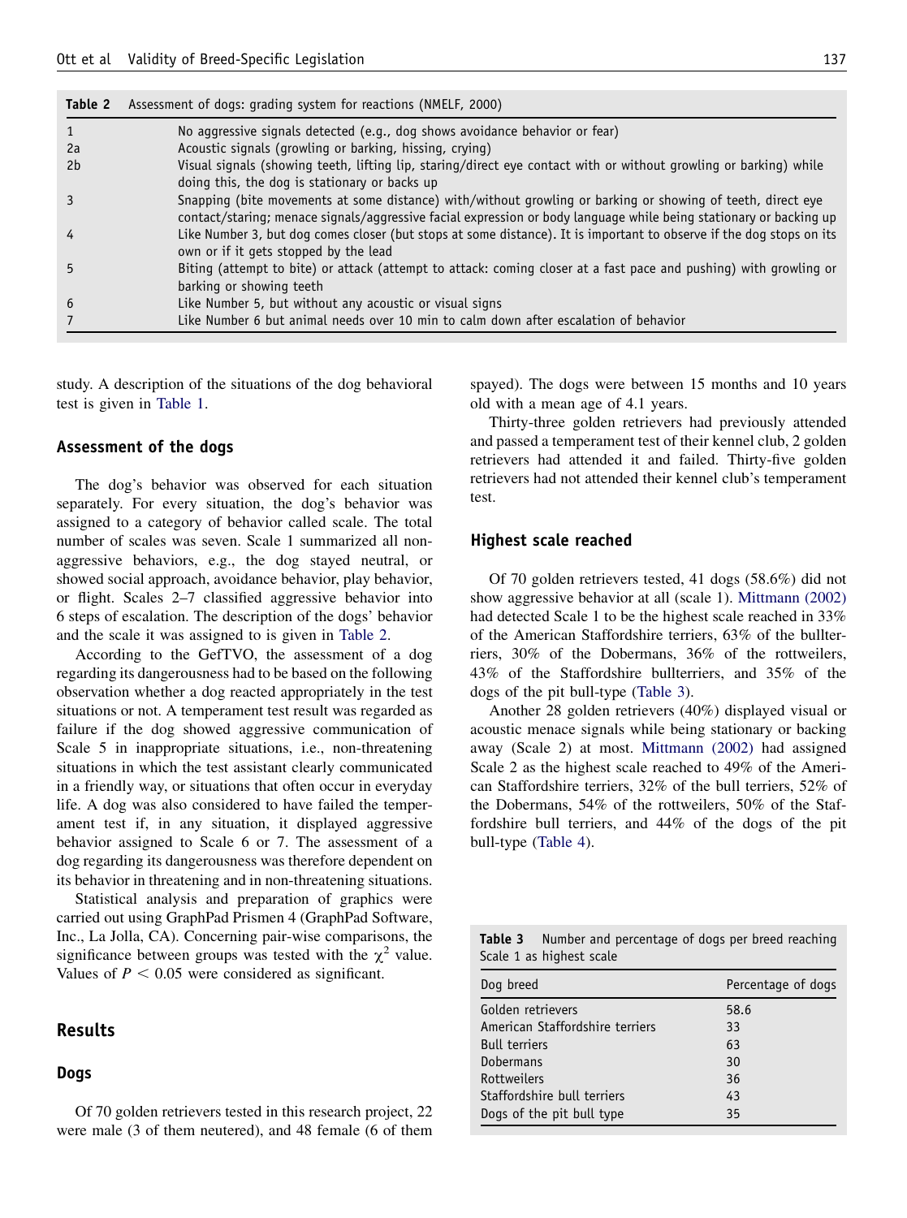Table 2 Assessment of dogs: grading system for reactions (NMELF, 2000)

| | |
|---|---|
| 1 | No aggressive signals detected (e.g., dog shows avoidance behavior or fear) |
| 2a | Acoustic signals (growling or barking, hissing, crying) |
| 2b | Visual signals (showing teeth, lifting lip, staring/direct eye contact with or without growling or barking) while doing this, the dog is stationary or backs up |
| 3 | Snapping (bite movements at some distance) with/without growling or barking or showing of teeth, direct eye contact/staring; menace signals/aggressive facial expression or body language while being stationary or backing up |
| 4 | Like Number 3, but dog comes closer (but stops at some distance). It is important to observe if the dog stops on its own or if it gets stopped by the lead |
| 5 | Biting (attempt to bite) or attack (attempt to attack: coming closer at a fast pace and pushing) with growling or barking or showing teeth |
| 6 | Like Number 5, but without any acoustic or visual signs |
| 7 | Like Number 6 but animal needs over 10 min to calm down after escalation of behavior |

study. A description of the situations of the dog behavioral test is given in Table 1.

### Assessment of the dogs

The dog's behavior was observed for each situation separately. For every situation, the dog's behavior was assigned to a category of behavior called scale. The total number of scales was seven. Scale 1 summarized all non-aggressive behaviors, e.g., the dog stayed neutral, or showed social approach, avoidance behavior, play behavior, or flight. Scales 2–7 classified aggressive behavior into 6 steps of escalation. The description of the dogs' behavior and the scale it was assigned to is given in Table 2.

According to the GefTVO, the assessment of a dog regarding its dangerousness had to be based on the following observation whether a dog reacted appropriately in the test situations or not. A temperament test result was regarded as failure if the dog showed aggressive communication of Scale 5 in inappropriate situations, i.e., non-threatening situations in which the test assistant clearly communicated in a friendly way, or situations that often occur in everyday life. A dog was also considered to have failed the temperament test if, in any situation, it displayed aggressive behavior assigned to Scale 6 or 7. The assessment of a dog regarding its dangerousness was therefore dependent on its behavior in threatening and in non-threatening situations.

Statistical analysis and preparation of graphics were carried out using GraphPad Prismen 4 (GraphPad Software, Inc., La Jolla, CA). Concerning pair-wise comparisons, the significance between groups was tested with the $\chi^2$ value. Values of $P < 0.05$ were considered as significant.

## Results

### Dogs

Of 70 golden retrievers tested in this research project, 22 were male (3 of them neutered), and 48 female (6 of them spayed). The dogs were between 15 months and 10 years old with a mean age of 4.1 years.

Thirty-three golden retrievers had previously attended and passed a temperament test of their kennel club, 2 golden retrievers had attended it and failed. Thirty-five golden retrievers had not attended their kennel club's temperament test.

### Highest scale reached

Of 70 golden retrievers tested, 41 dogs (58.6%) did not show aggressive behavior at all (scale 1). Mittmann (2002) had detected Scale 1 to be the highest scale reached in 33% of the American Staffordshire terriers, 63% of the bullterriers, 30% of the Dobermans, 36% of the rottweilers, 43% of the Staffordshire bullterriers, and 35% of the dogs of the pit bull-type (Table 3).

Another 28 golden retrievers (40%) displayed visual or acoustic menace signals while being stationary or backing away (Scale 2) at most. Mittmann (2002) had assigned Scale 2 as the highest scale reached to 49% of the American Staffordshire terriers, 32% of the bull terriers, 52% of the Dobermans, 54% of the rottweilers, 50% of the Staffordshire bull terriers, and 44% of the dogs of the pit bull-type (Table 4).

Table 3 Number and percentage of dogs per breed reaching Scale 1 as highest scale

| Dog breed | Percentage of dogs |
|---|---|
| Golden retrievers | 58.6 |
| American Staffordshire terriers | 33 |
| Bull terriers | 63 |
| Dobermans | 30 |
| Rottweilers | 36 |
| Staffordshire bull terriers | 43 |
| Dogs of the pit bull type | 35 |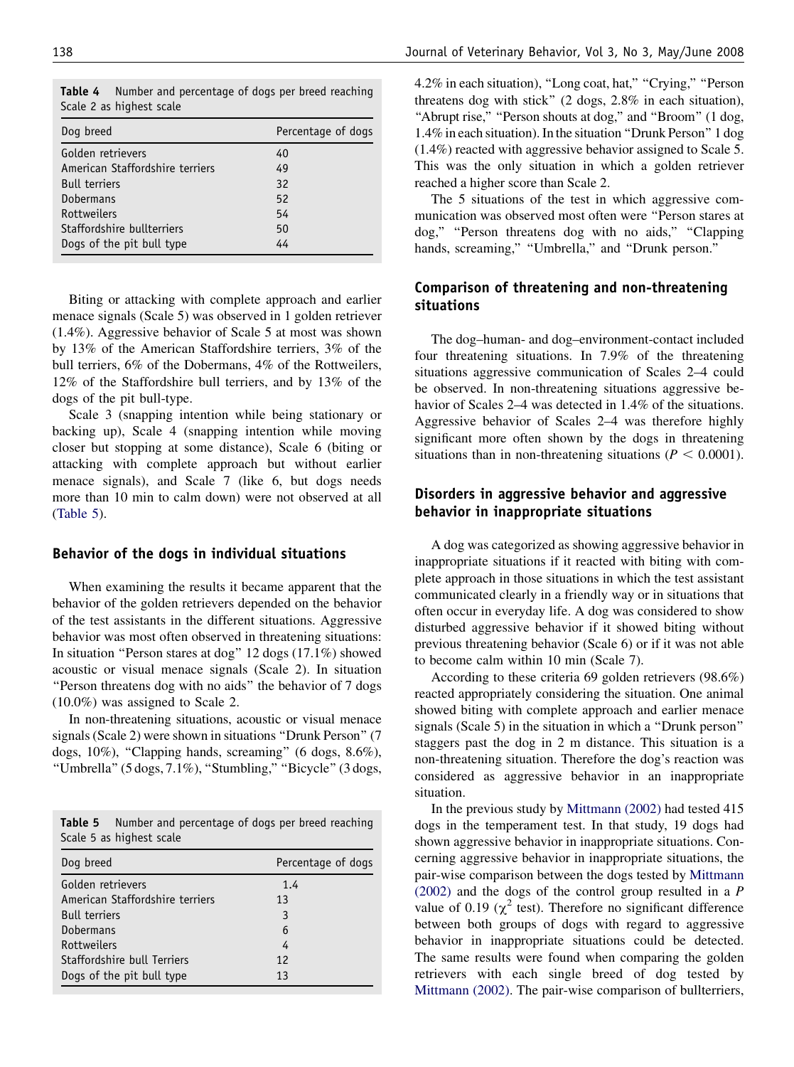**Table 4** Number and percentage of dogs per breed reaching Scale 2 as highest scale

| Dog breed | Percentage of dogs |
|---|---|
| Golden retrievers | 40 |
| American Staffordshire terriers | 49 |
| Bull terriers | 32 |
| Dobermans | 52 |
| Rottweilers | 54 |
| Staffordshire bullterriers | 50 |
| Dogs of the pit bull type | 44 |

Biting or attacking with complete approach and earlier menace signals (Scale 5) was observed in 1 golden retriever (1.4%). Aggressive behavior of Scale 5 at most was shown by 13% of the American Staffordshire terriers, 3% of the bull terriers, 6% of the Dobermans, 4% of the Rottweilers, 12% of the Staffordshire bull terriers, and by 13% of the dogs of the pit bull-type.

Scale 3 (snapping intention while being stationary or backing up), Scale 4 (snapping intention while moving closer but stopping at some distance), Scale 6 (biting or attacking with complete approach but without earlier menace signals), and Scale 7 (like 6, but dogs needs more than 10 min to calm down) were not observed at all (Table 5).

## Behavior of the dogs in individual situations

When examining the results it became apparent that the behavior of the golden retrievers depended on the behavior of the test assistants in the different situations. Aggressive behavior was most often observed in threatening situations: In situation "Person stares at dog" 12 dogs (17.1%) showed acoustic or visual menace signals (Scale 2). In situation "Person threatens dog with no aids" the behavior of 7 dogs (10.0%) was assigned to Scale 2.

In non-threatening situations, acoustic or visual menace signals (Scale 2) were shown in situations "Drunk Person" (7 dogs, 10%), "Clapping hands, screaming" (6 dogs, 8.6%), "Umbrella" (5 dogs, 7.1%), "Stumbling," "Bicycle" (3 dogs, 4.2% in each situation), "Long coat, hat," "Crying," "Person threatens dog with stick" (2 dogs, 2.8% in each situation), "Abrupt rise," "Person shouts at dog," and "Broom" (1 dog, 1.4% in each situation). In the situation "Drunk Person" 1 dog (1.4%) reacted with aggressive behavior assigned to Scale 5. This was the only situation in which a golden retriever reached a higher score than Scale 2.

**Table 5** Number and percentage of dogs per breed reaching Scale 5 as highest scale

| Dog breed | Percentage of dogs |
|---|---|
| Golden retrievers | 1.4 |
| American Staffordshire terriers | 13 |
| Bull terriers | 3 |
| Dobermans | 6 |
| Rottweilers | 4 |
| Staffordshire bull Terriers | 12 |
| Dogs of the pit bull type | 13 |

The 5 situations of the test in which aggressive communication was observed most often were "Person stares at dog," "Person threatens dog with no aids," "Clapping hands, screaming," "Umbrella," and "Drunk person."

## Comparison of threatening and non-threatening situations

The dog–human- and dog–environment-contact included four threatening situations. In 7.9% of the threatening situations aggressive communication of Scales 2–4 could be observed. In non-threatening situations aggressive behavior of Scales 2–4 was detected in 1.4% of the situations. Aggressive behavior of Scales 2–4 was therefore highly significant more often shown by the dogs in threatening situations than in non-threatening situations ($P < 0.0001$).

## Disorders in aggressive behavior and aggressive behavior in inappropriate situations

A dog was categorized as showing aggressive behavior in inappropriate situations if it reacted with biting with complete approach in those situations in which the test assistant communicated clearly in a friendly way or in situations that often occur in everyday life. A dog was considered to show disturbed aggressive behavior if it showed biting without previous threatening behavior (Scale 6) or if it was not able to become calm within 10 min (Scale 7).

According to these criteria 69 golden retrievers (98.6%) reacted appropriately considering the situation. One animal showed biting with complete approach and earlier menace signals (Scale 5) in the situation in which a "Drunk person" staggers past the dog in 2 m distance. This situation is a non-threatening situation. Therefore the dog's reaction was considered as aggressive behavior in an inappropriate situation.

In the previous study by Mittmann (2002) had tested 415 dogs in the temperament test. In that study, 19 dogs had shown aggressive behavior in inappropriate situations. Concerning aggressive behavior in inappropriate situations, the pair-wise comparison between the dogs tested by Mittmann (2002) and the dogs of the control group resulted in a $P$ value of 0.19 ($\chi^2$ test). Therefore no significant difference between both groups of dogs with regard to aggressive behavior in inappropriate situations could be detected. The same results were found when comparing the golden retrievers with each single breed of dog tested by Mittmann (2002). The pair-wise comparison of bullterriers,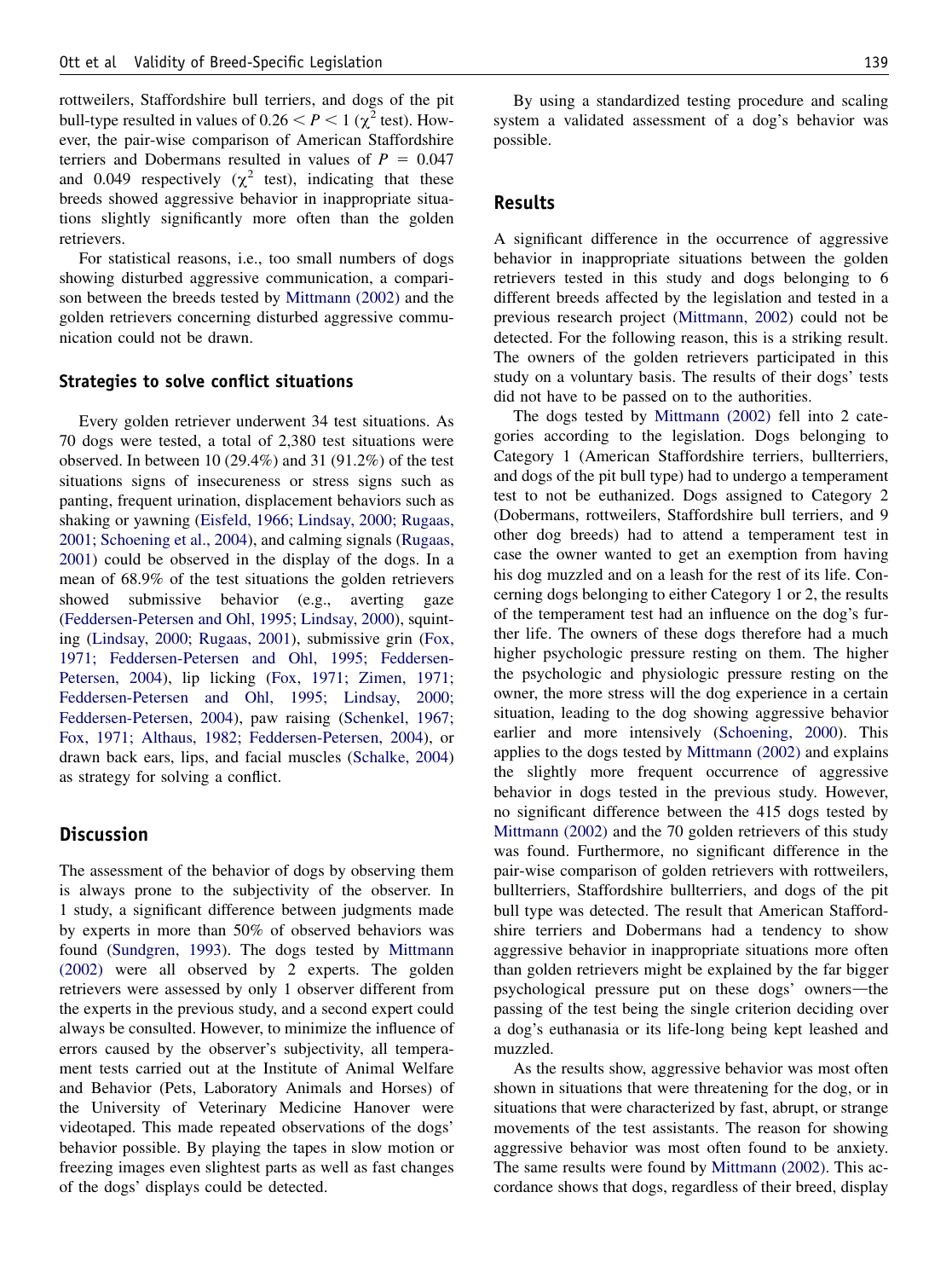rottweilers, Staffordshire bull terriers, and dogs of the pit bull-type resulted in values of $0.26 < P < 1$ ($\chi^2$ test). However, the pair-wise comparison of American Staffordshire terriers and Dobermans resulted in values of $P = 0.047$ and 0.049 respectively ($\chi^2$ test), indicating that these breeds showed aggressive behavior in inappropriate situations slightly significantly more often than the golden retrievers.

For statistical reasons, i.e., too small numbers of dogs showing disturbed aggressive communication, a comparison between the breeds tested by Mittmann (2002) and the golden retrievers concerning disturbed aggressive communication could not be drawn.

### Strategies to solve conflict situations

Every golden retriever underwent 34 test situations. As 70 dogs were tested, a total of 2,380 test situations were observed. In between 10 (29.4%) and 31 (91.2%) of the test situations signs of insecureness or stress signs such as panting, frequent urination, displacement behaviors such as shaking or yawning (Eisfeld, 1966; Lindsay, 2000; Rugaas, 2001; Schoening et al., 2004), and calming signals (Rugaas, 2001) could be observed in the display of the dogs. In a mean of 68.9% of the test situations the golden retrievers showed submissive behavior (e.g., averting gaze (Feddersen-Petersen and Ohl, 1995; Lindsay, 2000), squinting (Lindsay, 2000; Rugaas, 2001), submissive grin (Fox, 1971; Feddersen-Petersen and Ohl, 1995; Feddersen-Petersen, 2004), lip licking (Fox, 1971; Zimen, 1971; Feddersen-Petersen and Ohl, 1995; Lindsay, 2000; Feddersen-Petersen, 2004), paw raising (Schenkel, 1967; Fox, 1971; Althaus, 1982; Feddersen-Petersen, 2004), or drawn back ears, lips, and facial muscles (Schalke, 2004) as strategy for solving a conflict.

## Discussion

The assessment of the behavior of dogs by observing them is always prone to the subjectivity of the observer. In 1 study, a significant difference between judgments made by experts in more than 50% of observed behaviors was found (Sundgren, 1993). The dogs tested by Mittmann (2002) were all observed by 2 experts. The golden retrievers were assessed by only 1 observer different from the experts in the previous study, and a second expert could always be consulted. However, to minimize the influence of errors caused by the observer's subjectivity, all temperament tests carried out at the Institute of Animal Welfare and Behavior (Pets, Laboratory Animals and Horses) of the University of Veterinary Medicine Hanover were videotaped. This made repeated observations of the dogs' behavior possible. By playing the tapes in slow motion or freezing images even slightest parts as well as fast changes of the dogs' displays could be detected.

By using a standardized testing procedure and scaling system a validated assessment of a dog's behavior was possible.

## Results

A significant difference in the occurrence of aggressive behavior in inappropriate situations between the golden retrievers tested in this study and dogs belonging to 6 different breeds affected by the legislation and tested in a previous research project (Mittmann, 2002) could not be detected. For the following reason, this is a striking result. The owners of the golden retrievers participated in this study on a voluntary basis. The results of their dogs' tests did not have to be passed on to the authorities.

The dogs tested by Mittmann (2002) fell into 2 categories according to the legislation. Dogs belonging to Category 1 (American Staffordshire terriers, bullterriers, and dogs of the pit bull type) had to undergo a temperament test to not be euthanized. Dogs assigned to Category 2 (Dobermans, rottweilers, Staffordshire bull terriers, and 9 other dog breeds) had to attend a temperament test in case the owner wanted to get an exemption from having his dog muzzled and on a leash for the rest of its life. Concerning dogs belonging to either Category 1 or 2, the results of the temperament test had an influence on the dog's further life. The owners of these dogs therefore had a much higher psychologic pressure resting on them. The higher the psychologic and physiologic pressure resting on the owner, the more stress will the dog experience in a certain situation, leading to the dog showing aggressive behavior earlier and more intensively (Schoening, 2000). This applies to the dogs tested by Mittmann (2002) and explains the slightly more frequent occurrence of aggressive behavior in dogs tested in the previous study. However, no significant difference between the 415 dogs tested by Mittmann (2002) and the 70 golden retrievers of this study was found. Furthermore, no significant difference in the pair-wise comparison of golden retrievers with rottweilers, bullterriers, Staffordshire bullterriers, and dogs of the pit bull type was detected. The result that American Staffordshire terriers and Dobermans had a tendency to show aggressive behavior in inappropriate situations more often than golden retrievers might be explained by the far bigger psychological pressure put on these dogs' owners—the passing of the test being the single criterion deciding over a dog's euthanasia or its life-long being kept leashed and muzzled.

As the results show, aggressive behavior was most often shown in situations that were threatening for the dog, or in situations that were characterized by fast, abrupt, or strange movements of the test assistants. The reason for showing aggressive behavior was most often found to be anxiety. The same results were found by Mittmann (2002). This accordance shows that dogs, regardless of their breed, display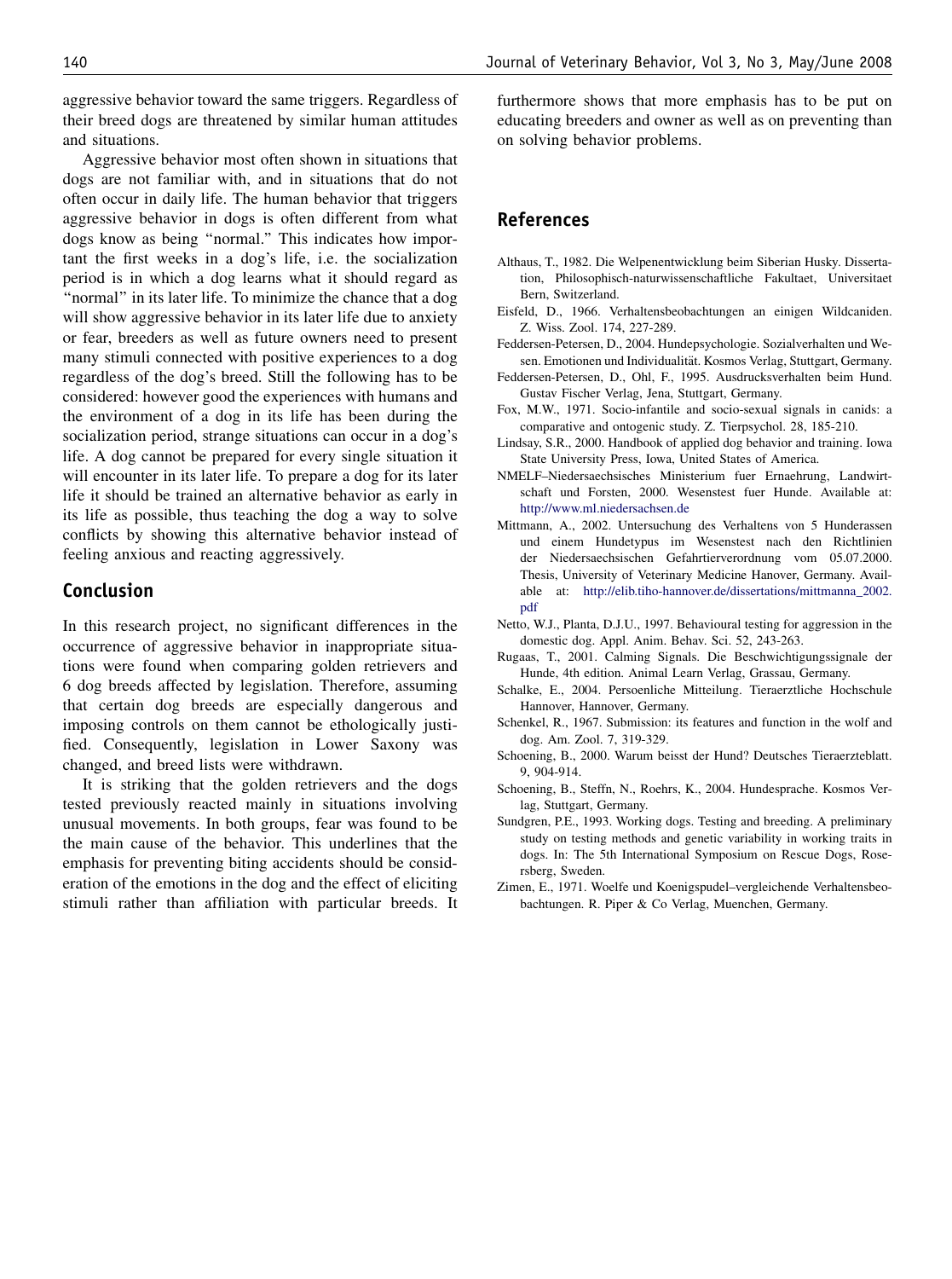aggressive behavior toward the same triggers. Regardless of their breed dogs are threatened by similar human attitudes and situations.

Aggressive behavior most often shown in situations that dogs are not familiar with, and in situations that do not often occur in daily life. The human behavior that triggers aggressive behavior in dogs is often different from what dogs know as being "normal." This indicates how important the first weeks in a dog's life, i.e. the socialization period is in which a dog learns what it should regard as "normal" in its later life. To minimize the chance that a dog will show aggressive behavior in its later life due to anxiety or fear, breeders as well as future owners need to present many stimuli connected with positive experiences to a dog regardless of the dog's breed. Still the following has to be considered: however good the experiences with humans and the environment of a dog in its life has been during the socialization period, strange situations can occur in a dog's life. A dog cannot be prepared for every single situation it will encounter in its later life. To prepare a dog for its later life it should be trained an alternative behavior as early in its life as possible, thus teaching the dog a way to solve conflicts by showing this alternative behavior instead of feeling anxious and reacting aggressively.

## Conclusion

In this research project, no significant differences in the occurrence of aggressive behavior in inappropriate situations were found when comparing golden retrievers and 6 dog breeds affected by legislation. Therefore, assuming that certain dog breeds are especially dangerous and imposing controls on them cannot be ethologically justified. Consequently, legislation in Lower Saxony was changed, and breed lists were withdrawn.

It is striking that the golden retrievers and the dogs tested previously reacted mainly in situations involving unusual movements. In both groups, fear was found to be the main cause of the behavior. This underlines that the emphasis for preventing biting accidents should be consideration of the emotions in the dog and the effect of eliciting stimuli rather than affiliation with particular breeds. It furthermore shows that more emphasis has to be put on educating breeders and owner as well as on preventing than on solving behavior problems.

## References

Althaus, T., 1982. Die Welpenentwicklung beim Siberian Husky. Dissertation, Philosophisch-naturwissenschaftliche Fakultaet, Universitaet Bern, Switzerland.

Eisfeld, D., 1966. Verhaltensbeobachtungen an einigen Wildcaniden. Z. Wiss. Zool. 174, 227-289.

Feddersen-Petersen, D., 2004. Hundepsychologie. Sozialverhalten und Wesen. Emotionen und Individualität. Kosmos Verlag, Stuttgart, Germany.

Feddersen-Petersen, D., Ohl, F., 1995. Ausdrucksverhalten beim Hund. Gustav Fischer Verlag, Jena, Stuttgart, Germany.

Fox, M.W., 1971. Socio-infantile and socio-sexual signals in canids: a comparative and ontogenic study. Z. Tierpsychol. 28, 185-210.

Lindsay, S.R., 2000. Handbook of applied dog behavior and training. Iowa State University Press, Iowa, United States of America.

NMELF–Niedersaechsisches Ministerium fuer Ernaehrung, Landwirtschaft und Forsten, 2000. Wesenstest fuer Hunde. Available at: http://www.ml.niedersachsen.de

Mittmann, A., 2002. Untersuchung des Verhaltens von 5 Hunderassen und einem Hundetypus im Wesenstest nach den Richtlinien der Niedersaechsischen Gefahrtierverordnung vom 05.07.2000. Thesis, University of Veterinary Medicine Hanover, Germany. Available at: http://elib.tiho-hannover.de/dissertations/mittmanna_2002.pdf

Netto, W.J., Planta, D.J.U., 1997. Behavioural testing for aggression in the domestic dog. Appl. Anim. Behav. Sci. 52, 243-263.

Rugaas, T., 2001. Calming Signals. Die Beschwichtigungssignale der Hunde, 4th edition. Animal Learn Verlag, Grassau, Germany.

Schalke, E., 2004. Persoenliche Mitteilung. Tieraerztliche Hochschule Hannover, Hannover, Germany.

Schenkel, R., 1967. Submission: its features and function in the wolf and dog. Am. Zool. 7, 319-329.

Schoening, B., 2000. Warum beisst der Hund? Deutsches Tieraerzteblatt. 9, 904-914.

Schoening, B., Steffn, N., Roehrs, K., 2004. Hundesprache. Kosmos Verlag, Stuttgart, Germany.

Sundgren, P.E., 1993. Working dogs. Testing and breeding. A preliminary study on testing methods and genetic variability in working traits in dogs. In: The 5th International Symposium on Rescue Dogs, Rosersberg, Sweden.

Zimen, E., 1971. Woelfe und Koenigspudel–vergleichende Verhaltensbeobachtungen. R. Piper & Co Verlag, Muenchen, Germany.